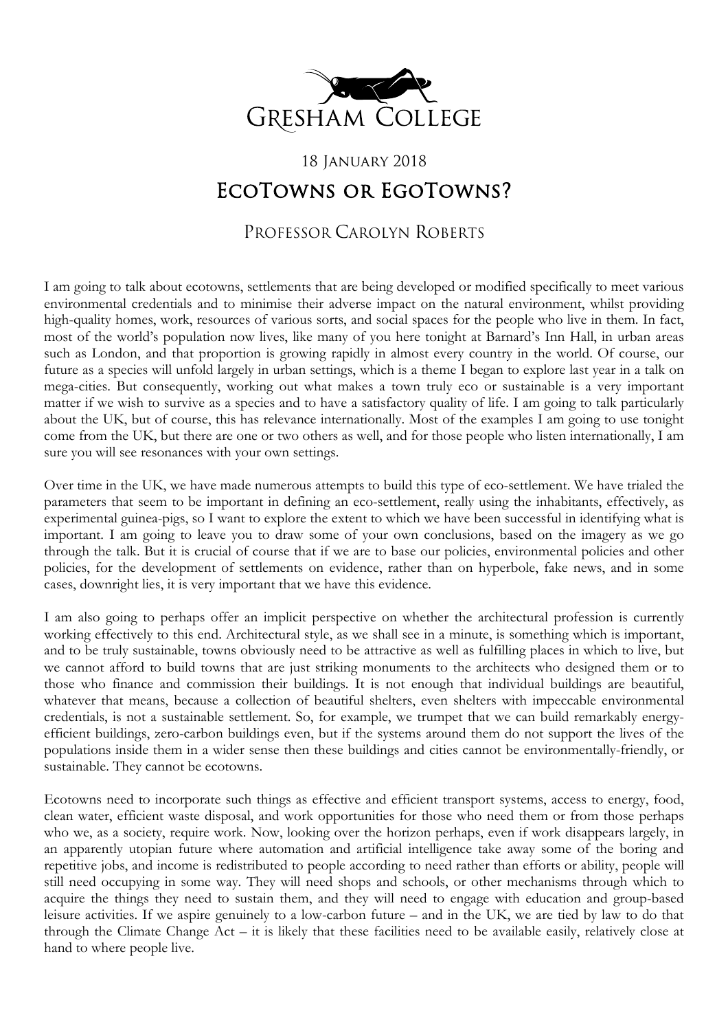# Gresham College

18 January 2018

## EcoTowns or EgoTowns?

### Professor Carolyn Roberts

I am going to talk about ecotowns, settlements that are being developed or modified specifically to meet various environmental credentials and to minimise their adverse impact on the natural environment, whilst providing high-quality homes, work, resources of various sorts, and social spaces for the people who live in them. In fact, most of the world's population now lives, like many of you here tonight at Barnard's Inn Hall, in urban areas such as London, and that proportion is growing rapidly in almost every country in the world. Of course, our future as a species will unfold largely in urban settings, which is a theme I began to explore last year in a talk on mega-cities. But consequently, working out what makes a town truly eco or sustainable is a very important matter if we wish to survive as a species and to have a satisfactory quality of life. I am going to talk particularly about the UK, but of course, this has relevance internationally. Most of the examples I am going to use tonight come from the UK, but there are one or two others as well, and for those people who listen internationally, I am sure you will see resonances with your own settings.

Over time in the UK, we have made numerous attempts to build this type of eco-settlement. We have trialed the parameters that seem to be important in defining an eco-settlement, really using the inhabitants, effectively, as experimental guinea-pigs, so I want to explore the extent to which we have been successful in identifying what is important. I am going to leave you to draw some of your own conclusions, based on the imagery as we go through the talk. But it is crucial of course that if we are to base our policies, environmental policies and other policies, for the development of settlements on evidence, rather than on hyperbole, fake news, and in some cases, downright lies, it is very important that we have this evidence.

I am also going to perhaps offer an implicit perspective on whether the architectural profession is currently working effectively to this end. Architectural style, as we shall see in a minute, is something which is important, and to be truly sustainable, towns obviously need to be attractive as well as fulfilling places in which to live, but we cannot afford to build towns that are just striking monuments to the architects who designed them or to those who finance and commission their buildings. It is not enough that individual buildings are beautiful, whatever that means, because a collection of beautiful shelters, even shelters with impeccable environmental credentials, is not a sustainable settlement. So, for example, we trumpet that we can build remarkably energy-efficient buildings, zero-carbon buildings even, but if the systems around them do not support the lives of the populations inside them in a wider sense then these buildings and cities cannot be environmentally-friendly, or sustainable. They cannot be ecotowns.

Ecotowns need to incorporate such things as effective and efficient transport systems, access to energy, food, clean water, efficient waste disposal, and work opportunities for those who need them or from those perhaps who we, as a society, require work. Now, looking over the horizon perhaps, even if work disappears largely, in an apparently utopian future where automation and artificial intelligence take away some of the boring and repetitive jobs, and income is redistributed to people according to need rather than efforts or ability, people will still need occupying in some way. They will need shops and schools, or other mechanisms through which to acquire the things they need to sustain them, and they will need to engage with education and group-based leisure activities. If we aspire genuinely to a low-carbon future – and in the UK, we are tied by law to do that through the Climate Change Act – it is likely that these facilities need to be available easily, relatively close at hand to where people live.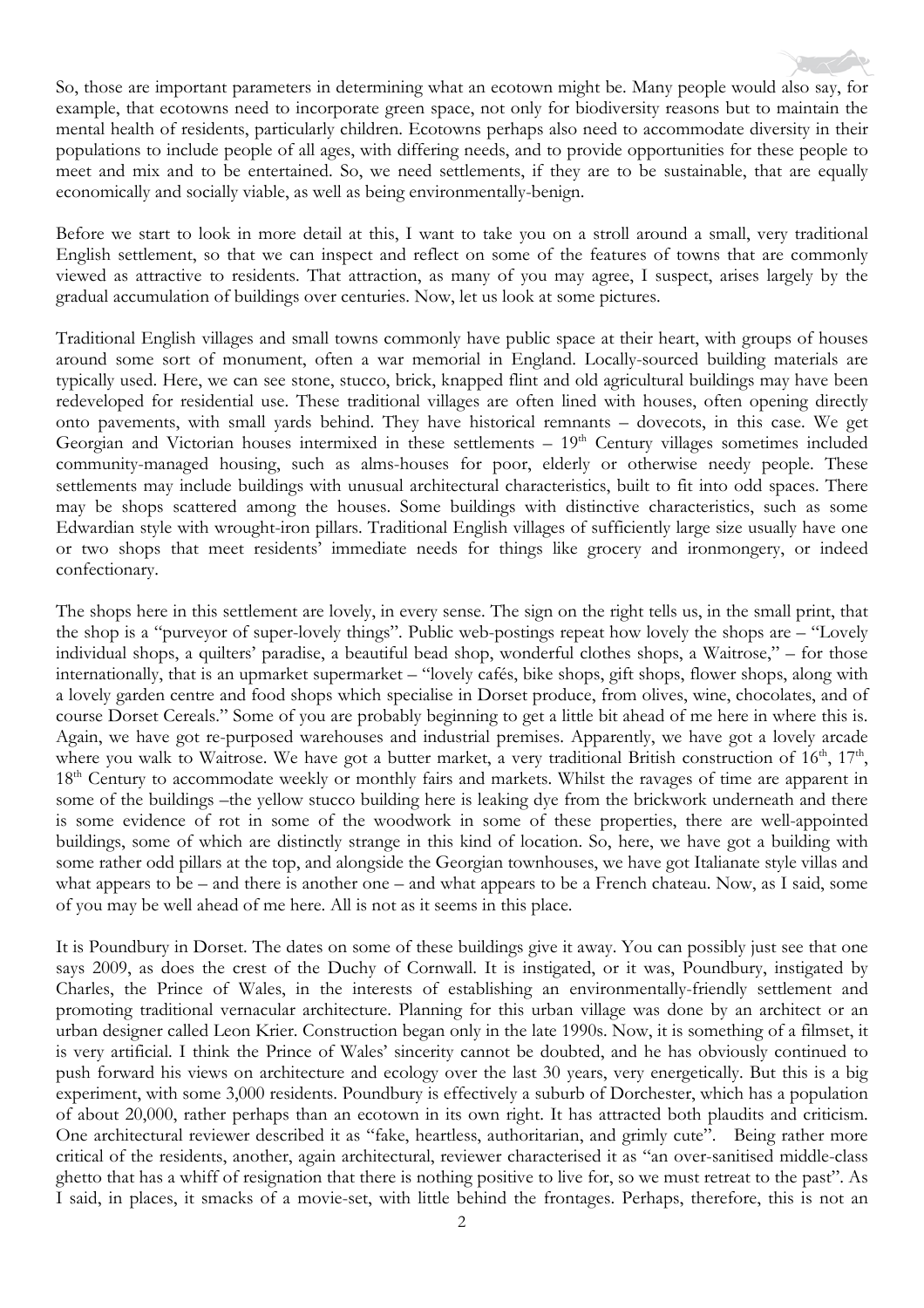So, those are important parameters in determining what an ecotown might be. Many people would also say, for example, that ecotowns need to incorporate green space, not only for biodiversity reasons but to maintain the mental health of residents, particularly children. Ecotowns perhaps also need to accommodate diversity in their populations to include people of all ages, with differing needs, and to provide opportunities for these people to meet and mix and to be entertained. So, we need settlements, if they are to be sustainable, that are equally economically and socially viable, as well as being environmentally-benign.

Before we start to look in more detail at this, I want to take you on a stroll around a small, very traditional English settlement, so that we can inspect and reflect on some of the features of towns that are commonly viewed as attractive to residents. That attraction, as many of you may agree, I suspect, arises largely by the gradual accumulation of buildings over centuries. Now, let us look at some pictures.

Traditional English villages and small towns commonly have public space at their heart, with groups of houses around some sort of monument, often a war memorial in England. Locally-sourced building materials are typically used. Here, we can see stone, stucco, brick, knapped flint and old agricultural buildings may have been redeveloped for residential use. These traditional villages are often lined with houses, often opening directly onto pavements, with small yards behind. They have historical remnants – dovecots, in this case. We get Georgian and Victorian houses intermixed in these settlements – 19th Century villages sometimes included community-managed housing, such as alms-houses for poor, elderly or otherwise needy people. These settlements may include buildings with unusual architectural characteristics, built to fit into odd spaces. There may be shops scattered among the houses. Some buildings with distinctive characteristics, such as some Edwardian style with wrought-iron pillars. Traditional English villages of sufficiently large size usually have one or two shops that meet residents' immediate needs for things like grocery and ironmongery, or indeed confectionary.

The shops here in this settlement are lovely, in every sense. The sign on the right tells us, in the small print, that the shop is a "purveyor of super-lovely things". Public web-postings repeat how lovely the shops are – "Lovely individual shops, a quilters' paradise, a beautiful bead shop, wonderful clothes shops, a Waitrose," – for those internationally, that is an upmarket supermarket – "lovely cafés, bike shops, gift shops, flower shops, along with a lovely garden centre and food shops which specialise in Dorset produce, from olives, wine, chocolates, and of course Dorset Cereals." Some of you are probably beginning to get a little bit ahead of me here in where this is. Again, we have got re-purposed warehouses and industrial premises. Apparently, we have got a lovely arcade where you walk to Waitrose. We have got a butter market, a very traditional British construction of 16th, 17th, 18th Century to accommodate weekly or monthly fairs and markets. Whilst the ravages of time are apparent in some of the buildings –the yellow stucco building here is leaking dye from the brickwork underneath and there is some evidence of rot in some of the woodwork in some of these properties, there are well-appointed buildings, some of which are distinctly strange in this kind of location. So, here, we have got a building with some rather odd pillars at the top, and alongside the Georgian townhouses, we have got Italianate style villas and what appears to be – and there is another one – and what appears to be a French chateau. Now, as I said, some of you may be well ahead of me here. All is not as it seems in this place.

It is Poundbury in Dorset. The dates on some of these buildings give it away. You can possibly just see that one says 2009, as does the crest of the Duchy of Cornwall. It is instigated, or it was, Poundbury, instigated by Charles, the Prince of Wales, in the interests of establishing an environmentally-friendly settlement and promoting traditional vernacular architecture. Planning for this urban village was done by an architect or an urban designer called Leon Krier. Construction began only in the late 1990s. Now, it is something of a filmset, it is very artificial. I think the Prince of Wales' sincerity cannot be doubted, and he has obviously continued to push forward his views on architecture and ecology over the last 30 years, very energetically. But this is a big experiment, with some 3,000 residents. Poundbury is effectively a suburb of Dorchester, which has a population of about 20,000, rather perhaps than an ecotown in its own right. It has attracted both plaudits and criticism. One architectural reviewer described it as "fake, heartless, authoritarian, and grimly cute". Being rather more critical of the residents, another, again architectural, reviewer characterised it as "an over-sanitised middle-class ghetto that has a whiff of resignation that there is nothing positive to live for, so we must retreat to the past". As I said, in places, it smacks of a movie-set, with little behind the frontages. Perhaps, therefore, this is not an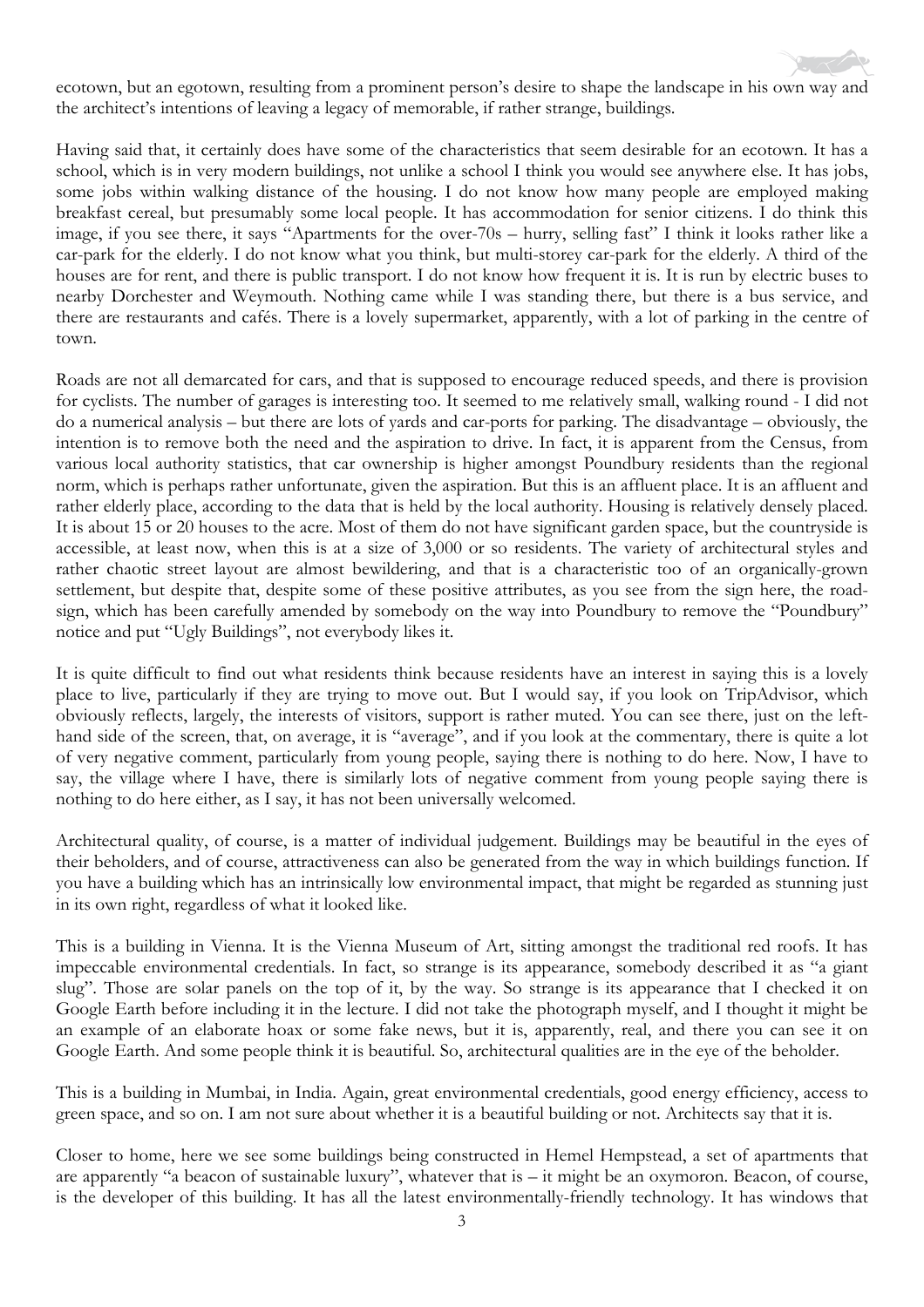ecotown, but an egotown, resulting from a prominent person's desire to shape the landscape in his own way and the architect's intentions of leaving a legacy of memorable, if rather strange, buildings.

Having said that, it certainly does have some of the characteristics that seem desirable for an ecotown. It has a school, which is in very modern buildings, not unlike a school I think you would see anywhere else. It has jobs, some jobs within walking distance of the housing. I do not know how many people are employed making breakfast cereal, but presumably some local people. It has accommodation for senior citizens. I do think this image, if you see there, it says "Apartments for the over-70s – hurry, selling fast" I think it looks rather like a car-park for the elderly. I do not know what you think, but multi-storey car-park for the elderly. A third of the houses are for rent, and there is public transport. I do not know how frequent it is. It is run by electric buses to nearby Dorchester and Weymouth. Nothing came while I was standing there, but there is a bus service, and there are restaurants and cafés. There is a lovely supermarket, apparently, with a lot of parking in the centre of town.

Roads are not all demarcated for cars, and that is supposed to encourage reduced speeds, and there is provision for cyclists. The number of garages is interesting too. It seemed to me relatively small, walking round - I did not do a numerical analysis – but there are lots of yards and car-ports for parking. The disadvantage – obviously, the intention is to remove both the need and the aspiration to drive. In fact, it is apparent from the Census, from various local authority statistics, that car ownership is higher amongst Poundbury residents than the regional norm, which is perhaps rather unfortunate, given the aspiration. But this is an affluent place. It is an affluent and rather elderly place, according to the data that is held by the local authority. Housing is relatively densely placed. It is about 15 or 20 houses to the acre. Most of them do not have significant garden space, but the countryside is accessible, at least now, when this is at a size of 3,000 or so residents. The variety of architectural styles and rather chaotic street layout are almost bewildering, and that is a characteristic too of an organically-grown settlement, but despite that, despite some of these positive attributes, as you see from the sign here, the road-sign, which has been carefully amended by somebody on the way into Poundbury to remove the "Poundbury" notice and put "Ugly Buildings", not everybody likes it.

It is quite difficult to find out what residents think because residents have an interest in saying this is a lovely place to live, particularly if they are trying to move out. But I would say, if you look on TripAdvisor, which obviously reflects, largely, the interests of visitors, support is rather muted. You can see there, just on the left-hand side of the screen, that, on average, it is "average", and if you look at the commentary, there is quite a lot of very negative comment, particularly from young people, saying there is nothing to do here. Now, I have to say, the village where I have, there is similarly lots of negative comment from young people saying there is nothing to do here either, as I say, it has not been universally welcomed.

Architectural quality, of course, is a matter of individual judgement. Buildings may be beautiful in the eyes of their beholders, and of course, attractiveness can also be generated from the way in which buildings function. If you have a building which has an intrinsically low environmental impact, that might be regarded as stunning just in its own right, regardless of what it looked like.

This is a building in Vienna. It is the Vienna Museum of Art, sitting amongst the traditional red roofs. It has impeccable environmental credentials. In fact, so strange is its appearance, somebody described it as "a giant slug". Those are solar panels on the top of it, by the way. So strange is its appearance that I checked it on Google Earth before including it in the lecture. I did not take the photograph myself, and I thought it might be an example of an elaborate hoax or some fake news, but it is, apparently, real, and there you can see it on Google Earth. And some people think it is beautiful. So, architectural qualities are in the eye of the beholder.

This is a building in Mumbai, in India. Again, great environmental credentials, good energy efficiency, access to green space, and so on. I am not sure about whether it is a beautiful building or not. Architects say that it is.

Closer to home, here we see some buildings being constructed in Hemel Hempstead, a set of apartments that are apparently "a beacon of sustainable luxury", whatever that is – it might be an oxymoron. Beacon, of course, is the developer of this building. It has all the latest environmentally-friendly technology. It has windows that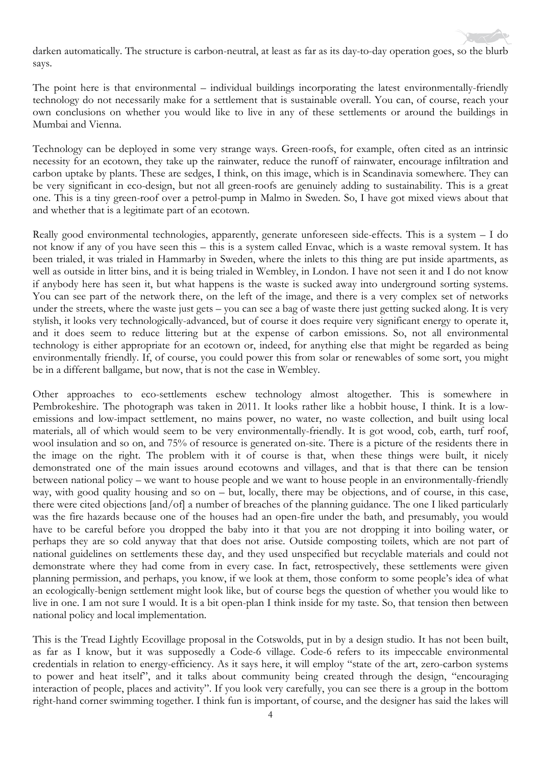darken automatically. The structure is carbon-neutral, at least as far as its day-to-day operation goes, so the blurb says.

The point here is that environmental – individual buildings incorporating the latest environmentally-friendly technology do not necessarily make for a settlement that is sustainable overall. You can, of course, reach your own conclusions on whether you would like to live in any of these settlements or around the buildings in Mumbai and Vienna.

Technology can be deployed in some very strange ways. Green-roofs, for example, often cited as an intrinsic necessity for an ecotown, they take up the rainwater, reduce the runoff of rainwater, encourage infiltration and carbon uptake by plants. These are sedges, I think, on this image, which is in Scandinavia somewhere. They can be very significant in eco-design, but not all green-roofs are genuinely adding to sustainability. This is a great one. This is a tiny green-roof over a petrol-pump in Malmo in Sweden. So, I have got mixed views about that and whether that is a legitimate part of an ecotown.

Really good environmental technologies, apparently, generate unforeseen side-effects. This is a system – I do not know if any of you have seen this – this is a system called Envac, which is a waste removal system. It has been trialed, it was trialed in Hammarby in Sweden, where the inlets to this thing are put inside apartments, as well as outside in litter bins, and it is being trialed in Wembley, in London. I have not seen it and I do not know if anybody here has seen it, but what happens is the waste is sucked away into underground sorting systems. You can see part of the network there, on the left of the image, and there is a very complex set of networks under the streets, where the waste just gets – you can see a bag of waste there just getting sucked along. It is very stylish, it looks very technologically-advanced, but of course it does require very significant energy to operate it, and it does seem to reduce littering but at the expense of carbon emissions. So, not all environmental technology is either appropriate for an ecotown or, indeed, for anything else that might be regarded as being environmentally friendly. If, of course, you could power this from solar or renewables of some sort, you might be in a different ballgame, but now, that is not the case in Wembley.

Other approaches to eco-settlements eschew technology almost altogether. This is somewhere in Pembrokeshire. The photograph was taken in 2011. It looks rather like a hobbit house, I think. It is a low-emissions and low-impact settlement, no mains power, no water, no waste collection, and built using local materials, all of which would seem to be very environmentally-friendly. It is got wood, cob, earth, turf roof, wool insulation and so on, and 75% of resource is generated on-site. There is a picture of the residents there in the image on the right. The problem with it of course is that, when these things were built, it nicely demonstrated one of the main issues around ecotowns and villages, and that is that there can be tension between national policy – we want to house people and we want to house people in an environmentally-friendly way, with good quality housing and so on – but, locally, there may be objections, and of course, in this case, there were cited objections [and/of] a number of breaches of the planning guidance. The one I liked particularly was the fire hazards because one of the houses had an open-fire under the bath, and presumably, you would have to be careful before you dropped the baby into it that you are not dropping it into boiling water, or perhaps they are so cold anyway that that does not arise. Outside composting toilets, which are not part of national guidelines on settlements these day, and they used unspecified but recyclable materials and could not demonstrate where they had come from in every case. In fact, retrospectively, these settlements were given planning permission, and perhaps, you know, if we look at them, those conform to some people's idea of what an ecologically-benign settlement might look like, but of course begs the question of whether you would like to live in one. I am not sure I would. It is a bit open-plan I think inside for my taste. So, that tension then between national policy and local implementation.

This is the Tread Lightly Ecovillage proposal in the Cotswolds, put in by a design studio. It has not been built, as far as I know, but it was supposedly a Code-6 village. Code-6 refers to its impeccable environmental credentials in relation to energy-efficiency. As it says here, it will employ "state of the art, zero-carbon systems to power and heat itself", and it talks about community being created through the design, "encouraging interaction of people, places and activity". If you look very carefully, you can see there is a group in the bottom right-hand corner swimming together. I think fun is important, of course, and the designer has said the lakes will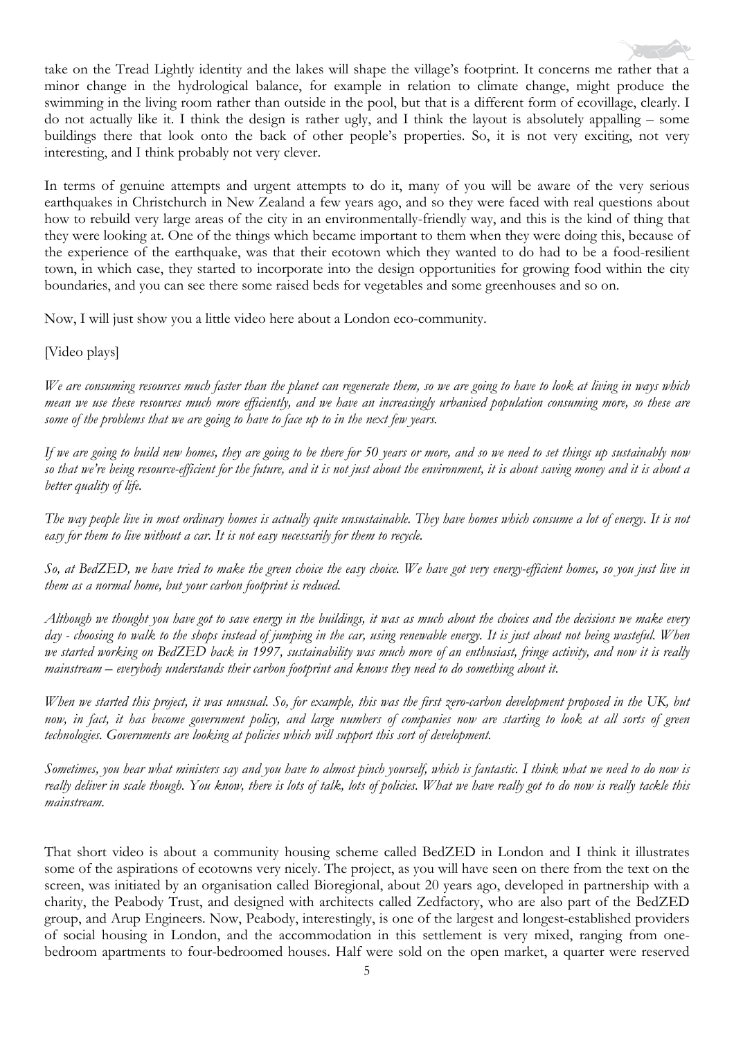take on the Tread Lightly identity and the lakes will shape the village's footprint. It concerns me rather that a minor change in the hydrological balance, for example in relation to climate change, might produce the swimming in the living room rather than outside in the pool, but that is a different form of ecovillage, clearly. I do not actually like it. I think the design is rather ugly, and I think the layout is absolutely appalling – some buildings there that look onto the back of other people's properties. So, it is not very exciting, not very interesting, and I think probably not very clever.

In terms of genuine attempts and urgent attempts to do it, many of you will be aware of the very serious earthquakes in Christchurch in New Zealand a few years ago, and so they were faced with real questions about how to rebuild very large areas of the city in an environmentally-friendly way, and this is the kind of thing that they were looking at. One of the things which became important to them when they were doing this, because of the experience of the earthquake, was that their ecotown which they wanted to do had to be a food-resilient town, in which case, they started to incorporate into the design opportunities for growing food within the city boundaries, and you can see there some raised beds for vegetables and some greenhouses and so on.

Now, I will just show you a little video here about a London eco-community.

[Video plays]

*We are consuming resources much faster than the planet can regenerate them, so we are going to have to look at living in ways which mean we use these resources much more efficiently, and we have an increasingly urbanised population consuming more, so these are some of the problems that we are going to have to face up to in the next few years.*

*If we are going to build new homes, they are going to be there for 50 years or more, and so we need to set things up sustainably now so that we're being resource-efficient for the future, and it is not just about the environment, it is about saving money and it is about a better quality of life.*

*The way people live in most ordinary homes is actually quite unsustainable. They have homes which consume a lot of energy. It is not easy for them to live without a car. It is not easy necessarily for them to recycle.*

*So, at BedZED, we have tried to make the green choice the easy choice. We have got very energy-efficient homes, so you just live in them as a normal home, but your carbon footprint is reduced.*

*Although we thought you have got to save energy in the buildings, it was as much about the choices and the decisions we make every day - choosing to walk to the shops instead of jumping in the car, using renewable energy. It is just about not being wasteful. When we started working on BedZED back in 1997, sustainability was much more of an enthusiast, fringe activity, and now it is really mainstream – everybody understands their carbon footprint and knows they need to do something about it.*

*When we started this project, it was unusual. So, for example, this was the first zero-carbon development proposed in the UK, but now, in fact, it has become government policy, and large numbers of companies now are starting to look at all sorts of green technologies. Governments are looking at policies which will support this sort of development.*

*Sometimes, you hear what ministers say and you have to almost pinch yourself, which is fantastic. I think what we need to do now is really deliver in scale though. You know, there is lots of talk, lots of policies. What we have really got to do now is really tackle this mainstream.*

That short video is about a community housing scheme called BedZED in London and I think it illustrates some of the aspirations of ecotowns very nicely. The project, as you will have seen on there from the text on the screen, was initiated by an organisation called Bioregional, about 20 years ago, developed in partnership with a charity, the Peabody Trust, and designed with architects called Zedfactory, who are also part of the BedZED group, and Arup Engineers. Now, Peabody, interestingly, is one of the largest and longest-established providers of social housing in London, and the accommodation in this settlement is very mixed, ranging from one-bedroom apartments to four-bedroomed houses. Half were sold on the open market, a quarter were reserved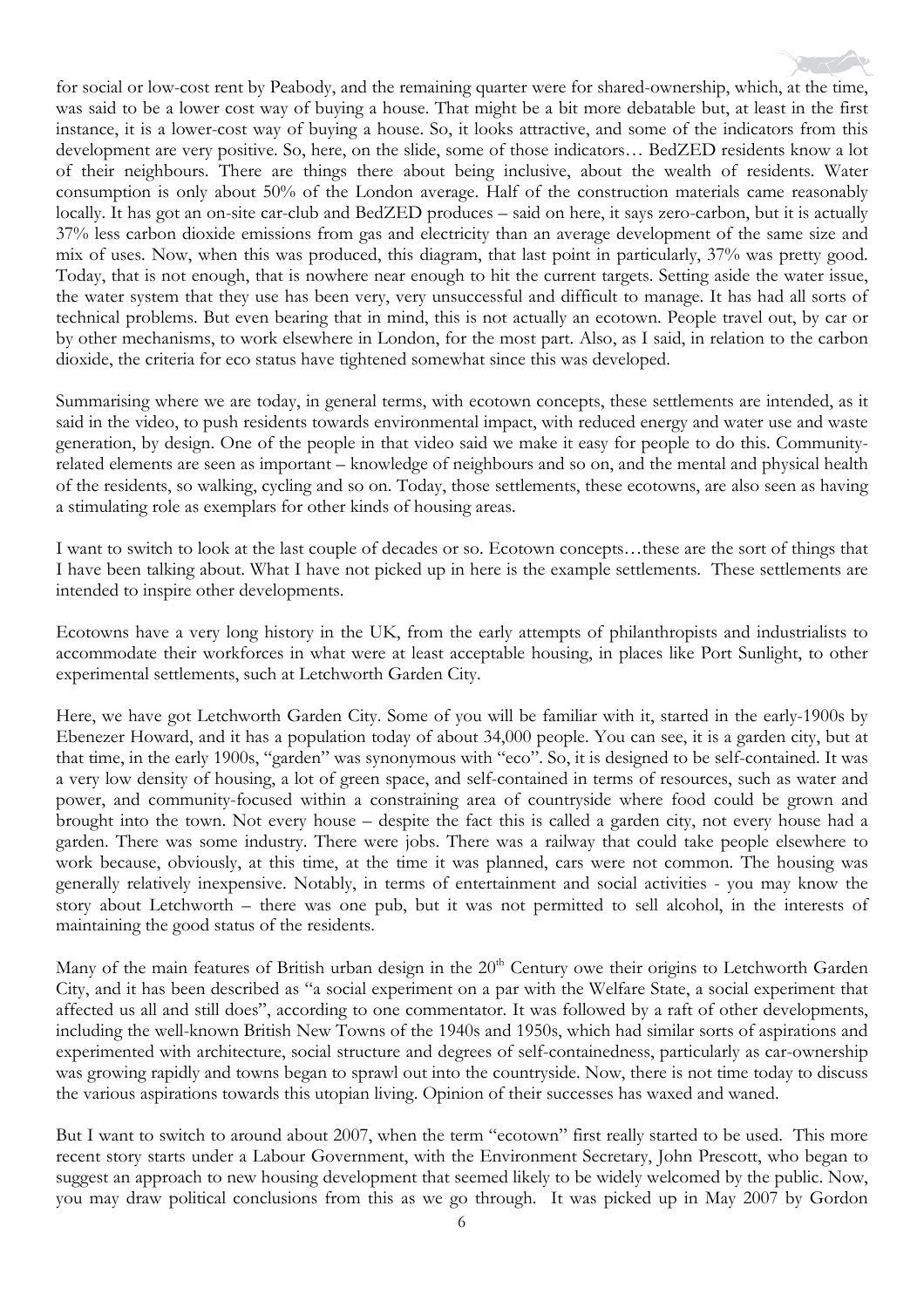for social or low-cost rent by Peabody, and the remaining quarter were for shared-ownership, which, at the time, was said to be a lower cost way of buying a house. That might be a bit more debatable but, at least in the first instance, it is a lower-cost way of buying a house. So, it looks attractive, and some of the indicators from this development are very positive. So, here, on the slide, some of those indicators… BedZED residents know a lot of their neighbours. There are things there about being inclusive, about the wealth of residents. Water consumption is only about 50% of the London average. Half of the construction materials came reasonably locally. It has got an on-site car-club and BedZED produces – said on here, it says zero-carbon, but it is actually 37% less carbon dioxide emissions from gas and electricity than an average development of the same size and mix of uses. Now, when this was produced, this diagram, that last point in particular, 37% was pretty good. Today, that is not enough, that is nowhere near enough to hit the current targets. Setting aside the water issue, the water system that they use has been very, very unsuccessful and difficult to manage. It has had all sorts of technical problems. But even bearing that in mind, this is not actually an ecotown. People travel out, by car or by other mechanisms, to work elsewhere in London, for the most part. Also, as I said, in relation to the carbon dioxide, the criteria for eco status have tightened somewhat since this was developed.

Summarising where we are today, in general terms, with ecotown concepts, these settlements are intended, as it said in the video, to push residents towards environmental impact, with reduced energy and water use and waste generation, by design. One of the people in that video said we make it easy for people to do this. Community-related elements are seen as important – knowledge of neighbours and so on, and the mental and physical health of the residents, so walking, cycling and so on. Today, those settlements, these ecotowns, are also seen as having a stimulating role as exemplars for other kinds of housing areas.

I want to switch to look at the last couple of decades or so. Ecotown concepts…these are the sort of things that I have been talking about. What I have not picked up in here is the example settlements. These settlements are intended to inspire other developments.

Ecotowns have a very long history in the UK, from the early attempts of philanthropists and industrialists to accommodate their workforces in what were at least acceptable housing, in places like Port Sunlight, to other experimental settlements, such at Letchworth Garden City.

Here, we have got Letchworth Garden City. Some of you will be familiar with it, started in the early-1900s by Ebenezer Howard, and it has a population today of about 34,000 people. You can see, it is a garden city, but at that time, in the early 1900s, "garden" was synonymous with "eco". So, it is designed to be self-contained. It was a very low density of housing, a lot of green space, and self-contained in terms of resources, such as water and power, and community-focused within a constraining area of countryside where food could be grown and brought into the town. Not every house – despite the fact this is called a garden city, not every house had a garden. There was some industry. There were jobs. There was a railway that could take people elsewhere to work because, obviously, at this time, at the time it was planned, cars were not common. The housing was generally relatively inexpensive. Notably, in terms of entertainment and social activities - you may know the story about Letchworth – there was one pub, but it was not permitted to sell alcohol, in the interests of maintaining the good status of the residents.

Many of the main features of British urban design in the 20th Century owe their origins to Letchworth Garden City, and it has been described as "a social experiment on a par with the Welfare State, a social experiment that affected us all and still does", according to one commentator. It was followed by a raft of other developments, including the well-known British New Towns of the 1940s and 1950s, which had similar sorts of aspirations and experimented with architecture, social structure and degrees of self-containedness, particularly as car-ownership was growing rapidly and towns began to sprawl out into the countryside. Now, there is not time today to discuss the various aspirations towards this utopian living. Opinion of their successes has waxed and waned.

But I want to switch to around about 2007, when the term "ecotown" first really started to be used. This more recent story starts under a Labour Government, with the Environment Secretary, John Prescott, who began to suggest an approach to new housing development that seemed likely to be widely welcomed by the public. Now, you may draw political conclusions from this as we go through. It was picked up in May 2007 by Gordon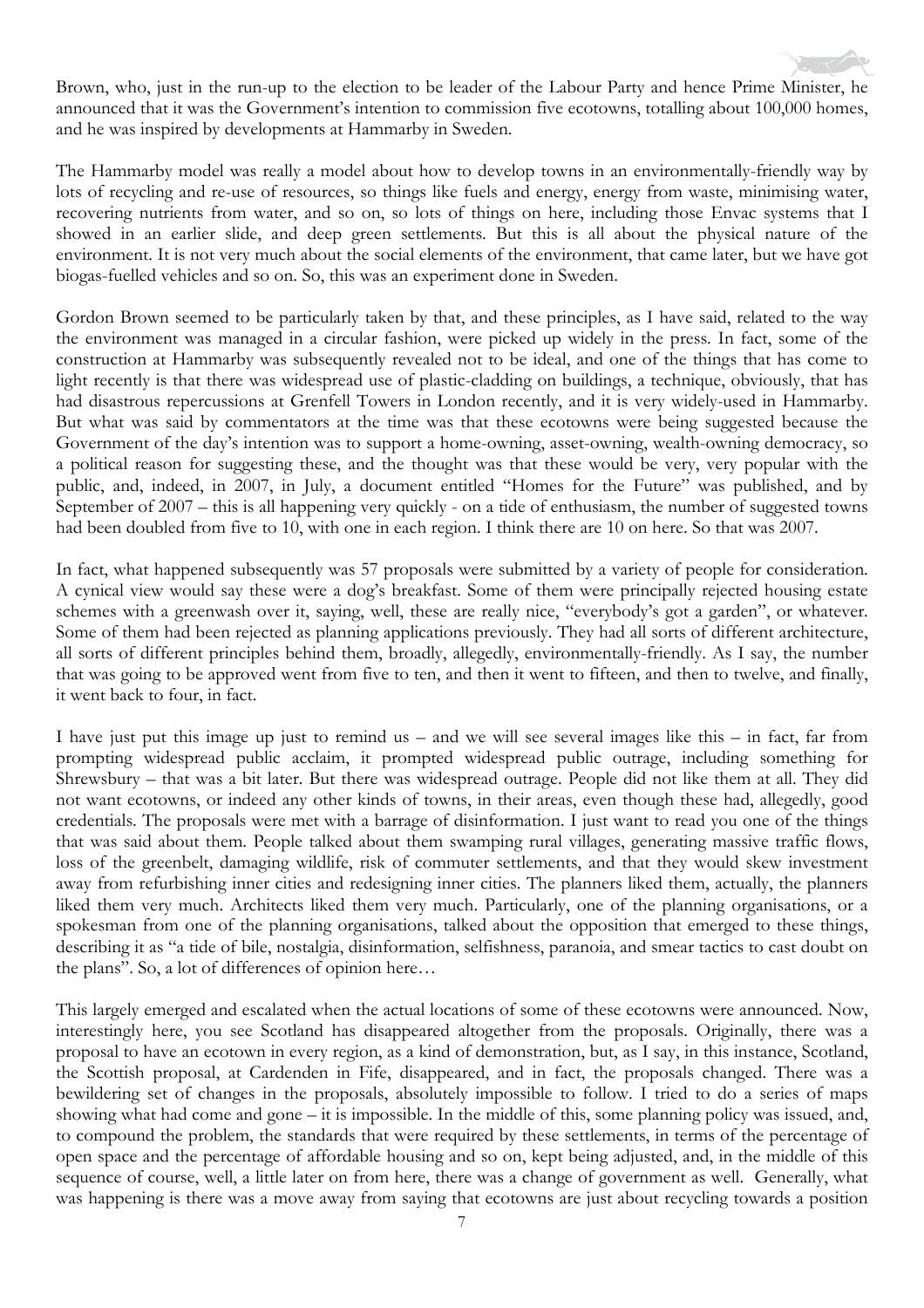Brown, who, just in the run-up to the election to be leader of the Labour Party and hence Prime Minister, he announced that it was the Government's intention to commission five ecotowns, totalling about 100,000 homes, and he was inspired by developments at Hammarby in Sweden.

The Hammarby model was really a model about how to develop towns in an environmentally-friendly way by lots of recycling and re-use of resources, so things like fuels and energy, energy from waste, minimising water, recovering nutrients from water, and so on, so lots of things on here, including those Envac systems that I showed in an earlier slide, and deep green settlements. But this is all about the physical nature of the environment. It is not very much about the social elements of the environment, that came later, but we have got biogas-fuelled vehicles and so on. So, this was an experiment done in Sweden.

Gordon Brown seemed to be particularly taken by that, and these principles, as I have said, related to the way the environment was managed in a circular fashion, were picked up widely in the press. In fact, some of the construction at Hammarby was subsequently revealed not to be ideal, and one of the things that has come to light recently is that there was widespread use of plastic-cladding on buildings, a technique, obviously, that has had disastrous repercussions at Grenfell Towers in London recently, and it is very widely-used in Hammarby. But what was said by commentators at the time was that these ecotowns were being suggested because the Government of the day's intention was to support a home-owning, asset-owning, wealth-owning democracy, so a political reason for suggesting these, and the thought was that these would be very, very popular with the public, and, indeed, in 2007, in July, a document entitled "Homes for the Future" was published, and by September of 2007 – this is all happening very quickly - on a tide of enthusiasm, the number of suggested towns had been doubled from five to 10, with one in each region. I think there are 10 on here. So that was 2007.

In fact, what happened subsequently was 57 proposals were submitted by a variety of people for consideration. A cynical view would say these were a dog's breakfast. Some of them were principally rejected housing estate schemes with a greenwash over it, saying, well, these are really nice, "everybody's got a garden", or whatever. Some of them had been rejected as planning applications previously. They had all sorts of different architecture, all sorts of different principles behind them, broadly, allegedly, environmentally-friendly. As I say, the number that was going to be approved went from five to ten, and then it went to fifteen, and then to twelve, and finally, it went back to four, in fact.

I have just put this image up just to remind us – and we will see several images like this – in fact, far from prompting widespread public acclaim, it prompted widespread public outrage, including something for Shrewsbury – that was a bit later. But there was widespread outrage. People did not like them at all. They did not want ecotowns, or indeed any other kinds of towns, in their areas, even though these had, allegedly, good credentials. The proposals were met with a barrage of disinformation. I just want to read you one of the things that was said about them. People talked about them swamping rural villages, generating massive traffic flows, loss of the greenbelt, damaging wildlife, risk of commuter settlements, and that they would skew investment away from refurbishing inner cities and redesigning inner cities. The planners liked them, actually, the planners liked them very much. Architects liked them very much. Particularly, one of the planning organisations, or a spokesman from one of the planning organisations, talked about the opposition that emerged to these things, describing it as "a tide of bile, nostalgia, disinformation, selfishness, paranoia, and smear tactics to cast doubt on the plans". So, a lot of differences of opinion here…

This largely emerged and escalated when the actual locations of some of these ecotowns were announced. Now, interestingly here, you see Scotland has disappeared altogether from the proposals. Originally, there was a proposal to have an ecotown in every region, as a kind of demonstration, but, as I say, in this instance, Scotland, the Scottish proposal, at Cardenden in Fife, disappeared, and in fact, the proposals changed. There was a bewildering set of changes in the proposals, absolutely impossible to follow. I tried to do a series of maps showing what had come and gone – it is impossible. In the middle of this, some planning policy was issued, and, to compound the problem, the standards that were required by these settlements, in terms of the percentage of open space and the percentage of affordable housing and so on, kept being adjusted, and, in the middle of this sequence of course, well, a little later on from here, there was a change of government as well. Generally, what was happening is there was a move away from saying that ecotowns are just about recycling towards a position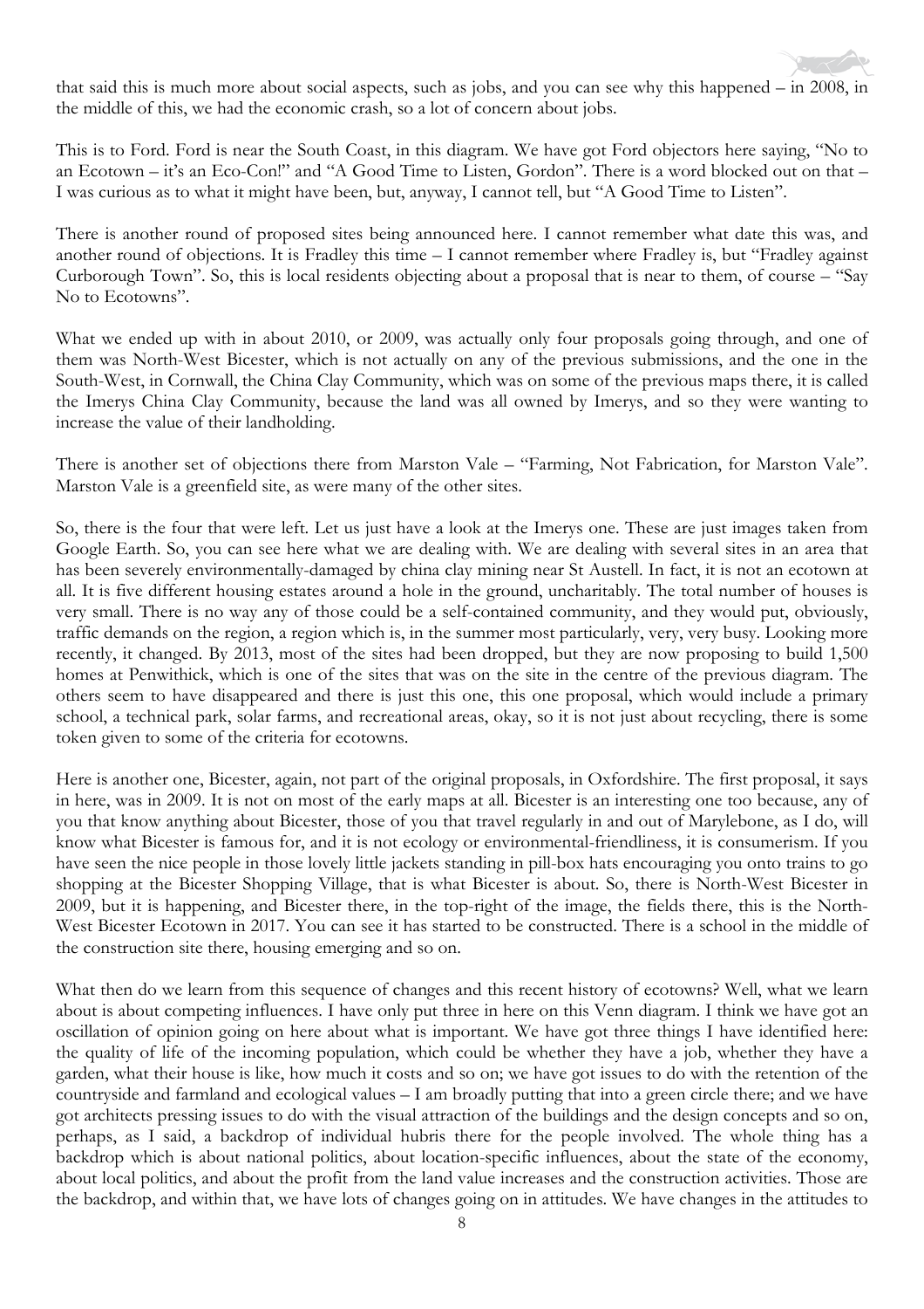that said this is much more about social aspects, such as jobs, and you can see why this happened – in 2008, in the middle of this, we had the economic crash, so a lot of concern about jobs.

This is to Ford. Ford is near the South Coast, in this diagram. We have got Ford objectors here saying, "No to an Ecotown – it's an Eco-Con!" and "A Good Time to Listen, Gordon". There is a word blocked out on that – I was curious as to what it might have been, but, anyway, I cannot tell, but "A Good Time to Listen".

There is another round of proposed sites being announced here. I cannot remember what date this was, and another round of objections. It is Fradley this time – I cannot remember where Fradley is, but "Fradley against Curborough Town". So, this is local residents objecting about a proposal that is near to them, of course – "Say No to Ecotowns".

What we ended up with in about 2010, or 2009, was actually only four proposals going through, and one of them was North-West Bicester, which is not actually on any of the previous submissions, and the one in the South-West, in Cornwall, the China Clay Community, which was on some of the previous maps there, it is called the Imerys China Clay Community, because the land was all owned by Imerys, and so they were wanting to increase the value of their landholding.

There is another set of objections there from Marston Vale – "Farming, Not Fabrication, for Marston Vale". Marston Vale is a greenfield site, as were many of the other sites.

So, there is the four that were left. Let us just have a look at the Imerys one. These are just images taken from Google Earth. So, you can see here what we are dealing with. We are dealing with several sites in an area that has been severely environmentally-damaged by china clay mining near St Austell. In fact, it is not an ecotown at all. It is five different housing estates around a hole in the ground, uncharitably. The total number of houses is very small. There is no way any of those could be a self-contained community, and they would put, obviously, traffic demands on the region, a region which is, in the summer most particularly, very, very busy. Looking more recently, it changed. By 2013, most of the sites had been dropped, but they are now proposing to build 1,500 homes at Penwithick, which is one of the sites that was on the site in the centre of the previous diagram. The others seem to have disappeared and there is just this one, this one proposal, which would include a primary school, a technical park, solar farms, and recreational areas, okay, so it is not just about recycling, there is some token given to some of the criteria for ecotowns.

Here is another one, Bicester, again, not part of the original proposals, in Oxfordshire. The first proposal, it says in here, was in 2009. It is not on most of the early maps at all. Bicester is an interesting one too because, any of you that know anything about Bicester, those of you that travel regularly in and out of Marylebone, as I do, will know what Bicester is famous for, and it is not ecology or environmental-friendliness, it is consumerism. If you have seen the nice people in those lovely little jackets standing in pill-box hats encouraging you onto trains to go shopping at the Bicester Shopping Village, that is what Bicester is about. So, there is North-West Bicester in 2009, but it is happening, and Bicester there, in the top-right of the image, the fields there, this is the North-West Bicester Ecotown in 2017. You can see it has started to be constructed. There is a school in the middle of the construction site there, housing emerging and so on.

What then do we learn from this sequence of changes and this recent history of ecotowns? Well, what we learn about is about competing influences. I have only put three in here on this Venn diagram. I think we have got an oscillation of opinion going on here about what is important. We have got three things I have identified here: the quality of life of the incoming population, which could be whether they have a job, whether they have a garden, what their house is like, how much it costs and so on; we have got issues to do with the retention of the countryside and farmland and ecological values – I am broadly putting that into a green circle there; and we have got architects pressing issues to do with the visual attraction of the buildings and the design concepts and so on, perhaps, as I said, a backdrop of individual hubris there for the people involved. The whole thing has a backdrop which is about national politics, about location-specific influences, about the state of the economy, about local politics, and about the profit from the land value increases and the construction activities. Those are the backdrop, and within that, we have lots of changes going on in attitudes. We have changes in the attitudes to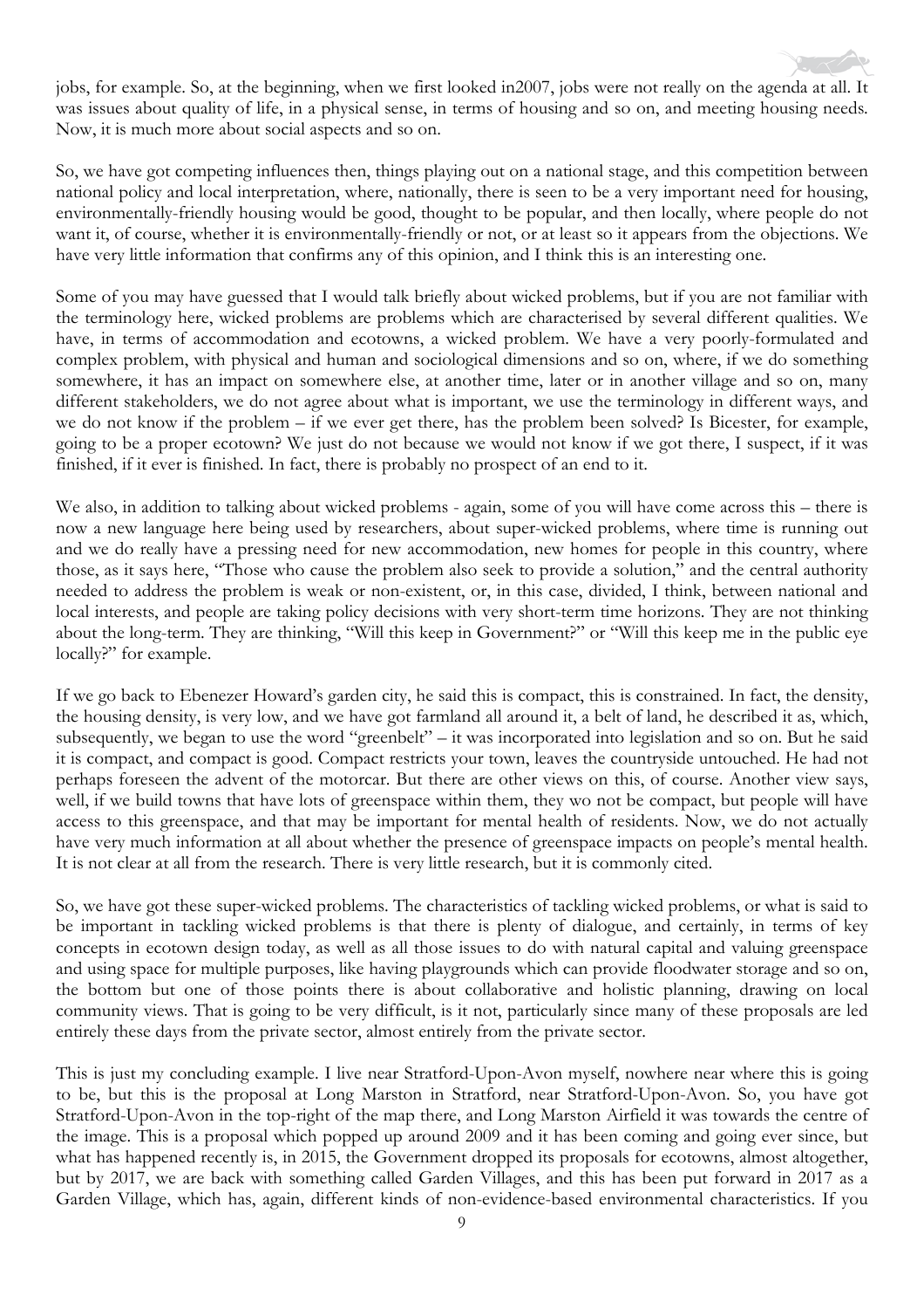jobs, for example. So, at the beginning, when we first looked in2007, jobs were not really on the agenda at all. It was issues about quality of life, in a physical sense, in terms of housing and so on, and meeting housing needs. Now, it is much more about social aspects and so on.

So, we have got competing influences then, things playing out on a national stage, and this competition between national policy and local interpretation, where, nationally, there is seen to be a very important need for housing, environmentally-friendly housing would be good, thought to be popular, and then locally, where people do not want it, of course, whether it is environmentally-friendly or not, or at least so it appears from the objections. We have very little information that confirms any of this opinion, and I think this is an interesting one.

Some of you may have guessed that I would talk briefly about wicked problems, but if you are not familiar with the terminology here, wicked problems are problems which are characterised by several different qualities. We have, in terms of accommodation and ecotowns, a wicked problem. We have a very poorly-formulated and complex problem, with physical and human and sociological dimensions and so on, where, if we do something somewhere, it has an impact on somewhere else, at another time, later or in another village and so on, many different stakeholders, we do not agree about what is important, we use the terminology in different ways, and we do not know if the problem – if we ever get there, has the problem been solved? Is Bicester, for example, going to be a proper ecotown? We just do not because we would not know if we got there, I suspect, if it was finished, if it ever is finished. In fact, there is probably no prospect of an end to it.

We also, in addition to talking about wicked problems - again, some of you will have come across this – there is now a new language here being used by researchers, about super-wicked problems, where time is running out and we do really have a pressing need for new accommodation, new homes for people in this country, where those, as it says here, "Those who cause the problem also seek to provide a solution," and the central authority needed to address the problem is weak or non-existent, or, in this case, divided, I think, between national and local interests, and people are taking policy decisions with very short-term time horizons. They are not thinking about the long-term. They are thinking, "Will this keep in Government?" or "Will this keep me in the public eye locally?" for example.

If we go back to Ebenezer Howard's garden city, he said this is compact, this is constrained. In fact, the density, the housing density, is very low, and we have got farmland all around it, a belt of land, he described it as, which, subsequently, we began to use the word "greenbelt" – it was incorporated into legislation and so on. But he said it is compact, and compact is good. Compact restricts your town, leaves the countryside untouched. He had not perhaps foreseen the advent of the motorcar. But there are other views on this, of course. Another view says, well, if we build towns that have lots of greenspace within them, they wo not be compact, but people will have access to this greenspace, and that may be important for mental health of residents. Now, we do not actually have very much information at all about whether the presence of greenspace impacts on people's mental health. It is not clear at all from the research. There is very little research, but it is commonly cited.

So, we have got these super-wicked problems. The characteristics of tackling wicked problems, or what is said to be important in tackling wicked problems is that there is plenty of dialogue, and certainly, in terms of key concepts in ecotown design today, as well as all those issues to do with natural capital and valuing greenspace and using space for multiple purposes, like having playgrounds which can provide floodwater storage and so on, the bottom but one of those points there is about collaborative and holistic planning, drawing on local community views. That is going to be very difficult, is it not, particularly since many of these proposals are led entirely these days from the private sector, almost entirely from the private sector.

This is just my concluding example. I live near Stratford-Upon-Avon myself, nowhere near where this is going to be, but this is the proposal at Long Marston in Stratford, near Stratford-Upon-Avon. So, you have got Stratford-Upon-Avon in the top-right of the map there, and Long Marston Airfield it was towards the centre of the image. This is a proposal which popped up around 2009 and it has been coming and going ever since, but what has happened recently is, in 2015, the Government dropped its proposals for ecotowns, almost altogether, but by 2017, we are back with something called Garden Villages, and this has been put forward in 2017 as a Garden Village, which has, again, different kinds of non-evidence-based environmental characteristics. If you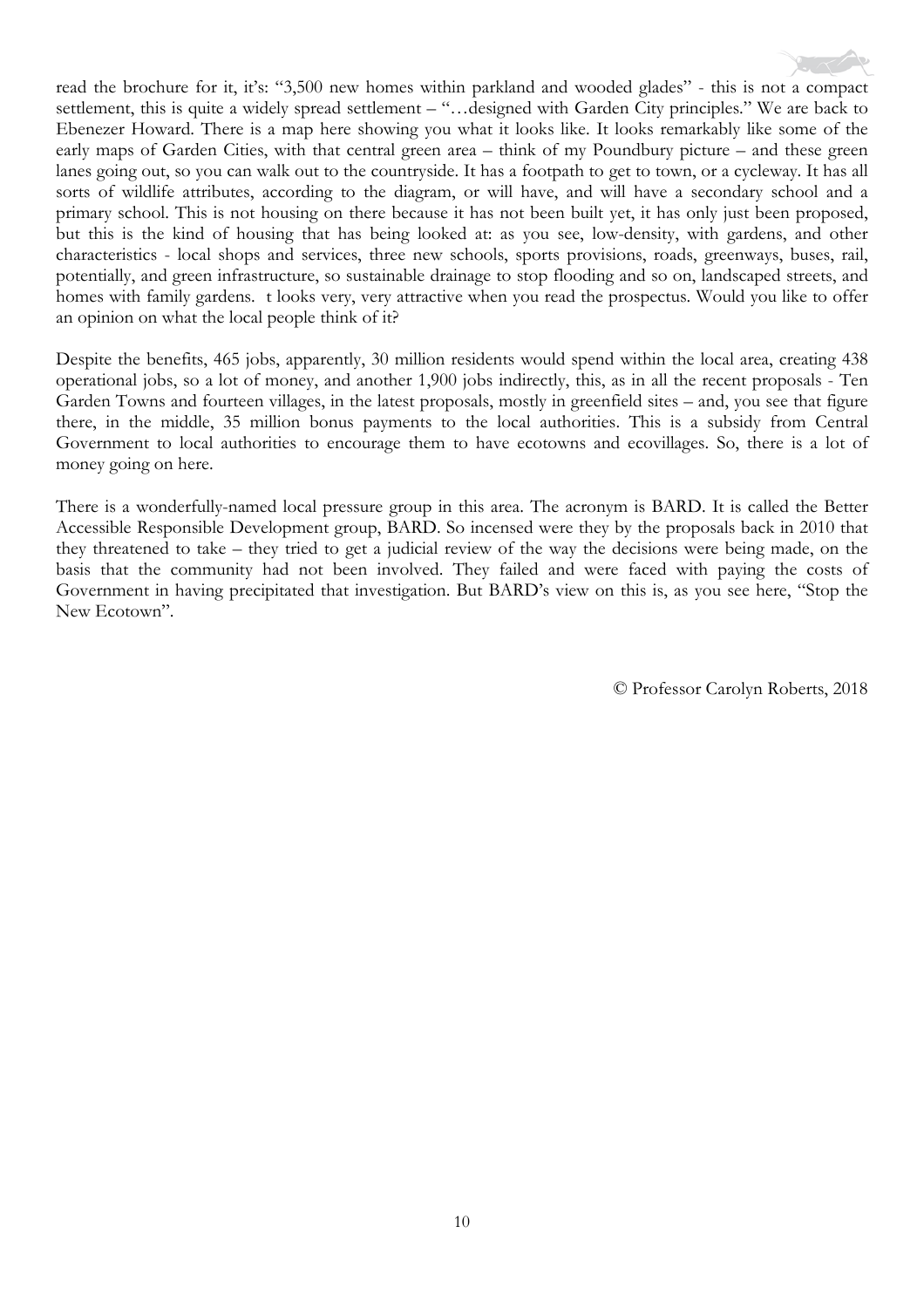read the brochure for it, it's: "3,500 new homes within parkland and wooded glades" - this is not a compact settlement, this is quite a widely spread settlement – "…designed with Garden City principles." We are back to Ebenezer Howard. There is a map here showing you what it looks like. It looks remarkably like some of the early maps of Garden Cities, with that central green area – think of my Poundbury picture – and these green lanes going out, so you can walk out to the countryside. It has a footpath to get to town, or a cycleway. It has all sorts of wildlife attributes, according to the diagram, or will have, and will have a secondary school and a primary school. This is not housing on there because it has not been built yet, it has only just been proposed, but this is the kind of housing that has being looked at: as you see, low-density, with gardens, and other characteristics - local shops and services, three new schools, sports provisions, roads, greenways, buses, rail, potentially, and green infrastructure, so sustainable drainage to stop flooding and so on, landscaped streets, and homes with family gardens. t looks very, very attractive when you read the prospectus. Would you like to offer an opinion on what the local people think of it?

Despite the benefits, 465 jobs, apparently, 30 million residents would spend within the local area, creating 438 operational jobs, so a lot of money, and another 1,900 jobs indirectly, this, as in all the recent proposals - Ten Garden Towns and fourteen villages, in the latest proposals, mostly in greenfield sites – and, you see that figure there, in the middle, 35 million bonus payments to the local authorities. This is a subsidy from Central Government to local authorities to encourage them to have ecotowns and ecovillages. So, there is a lot of money going on here.

There is a wonderfully-named local pressure group in this area. The acronym is BARD. It is called the Better Accessible Responsible Development group, BARD. So incensed were they by the proposals back in 2010 that they threatened to take – they tried to get a judicial review of the way the decisions were being made, on the basis that the community had not been involved. They failed and were faced with paying the costs of Government in having precipitated that investigation. But BARD's view on this is, as you see here, "Stop the New Ecotown".

© Professor Carolyn Roberts, 2018